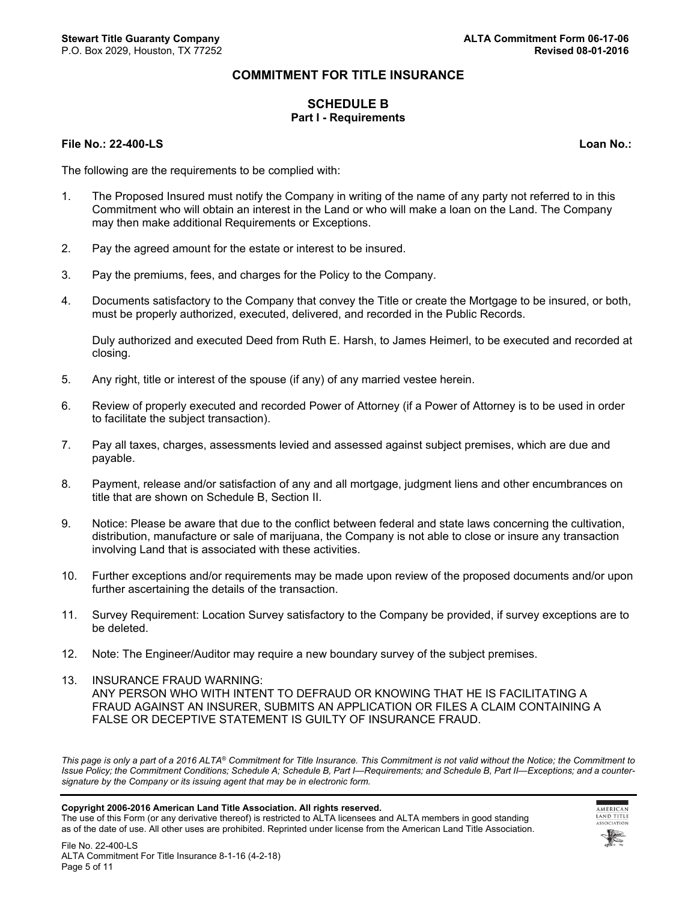# COMMITMENT FOR TITLE INSURANCE

## SCHEDULE B

### Part I - Requirements

**File No.: 22-400-LS** **Loan No.:**

The following are the requirements to be complied with:

1. The Proposed Insured must notify the Company in writing of the name of any party not referred to in this Commitment who will obtain an interest in the Land or who will make a loan on the Land. The Company may then make additional Requirements or Exceptions.

2. Pay the agreed amount for the estate or interest to be insured.

3. Pay the premiums, fees, and charges for the Policy to the Company.

4. Documents satisfactory to the Company that convey the Title or create the Mortgage to be insured, or both, must be properly authorized, executed, delivered, and recorded in the Public Records.

   Duly authorized and executed Deed from Ruth E. Harsh, to James Heimerl, to be executed and recorded at closing.

5. Any right, title or interest of the spouse (if any) of any married vestee herein.

6. Review of properly executed and recorded Power of Attorney (if a Power of Attorney is to be used in order to facilitate the subject transaction).

7. Pay all taxes, charges, assessments levied and assessed against subject premises, which are due and payable.

8. Payment, release and/or satisfaction of any and all mortgage, judgment liens and other encumbrances on title that are shown on Schedule B, Section II.

9. Notice: Please be aware that due to the conflict between federal and state laws concerning the cultivation, distribution, manufacture or sale of marijuana, the Company is not able to close or insure any transaction involving Land that is associated with these activities.

10. Further exceptions and/or requirements may be made upon review of the proposed documents and/or upon further ascertaining the details of the transaction.

11. Survey Requirement: Location Survey satisfactory to the Company be provided, if survey exceptions are to be deleted.

12. Note: The Engineer/Auditor may require a new boundary survey of the subject premises.

13. INSURANCE FRAUD WARNING:
    ANY PERSON WHO WITH INTENT TO DEFRAUD OR KNOWING THAT HE IS FACILITATING A FRAUD AGAINST AN INSURER, SUBMITS AN APPLICATION OR FILES A CLAIM CONTAINING A FALSE OR DECEPTIVE STATEMENT IS GUILTY OF INSURANCE FRAUD.

*This page is only a part of a 2016 ALTA® Commitment for Title Insurance. This Commitment is not valid without the Notice; the Commitment to Issue Policy; the Commitment Conditions; Schedule A; Schedule B, Part I—Requirements; and Schedule B, Part II—Exceptions; and a counter-signature by the Company or its issuing agent that may be in electronic form.*

**Copyright 2006-2016 American Land Title Association. All rights reserved.**
The use of this Form (or any derivative thereof) is restricted to ALTA licensees and ALTA members in good standing as of the date of use. All other uses are prohibited. Reprinted under license from the American Land Title Association.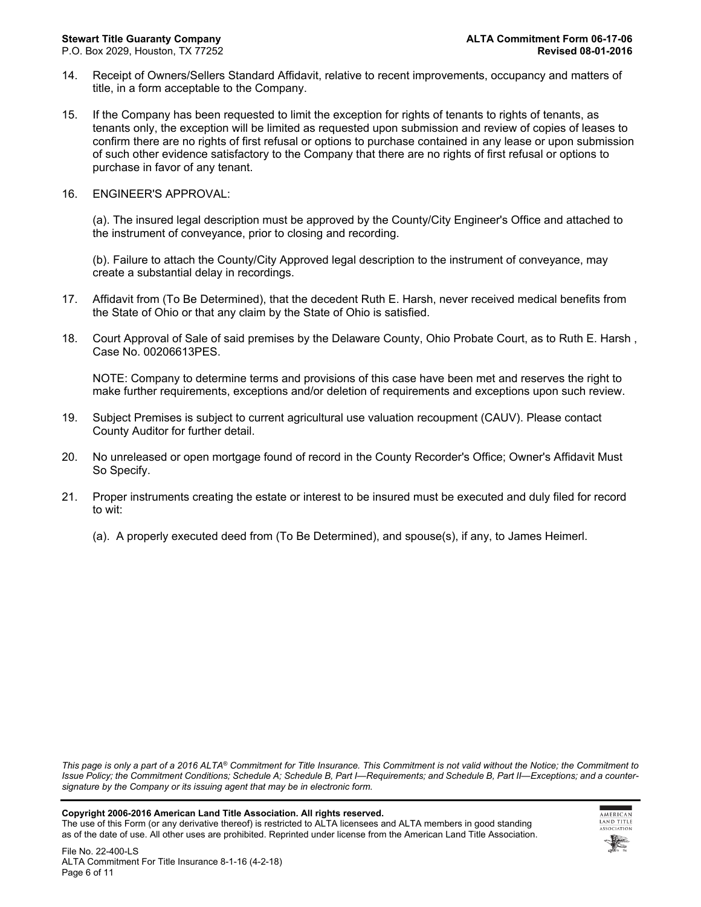14. Receipt of Owners/Sellers Standard Affidavit, relative to recent improvements, occupancy and matters of title, in a form acceptable to the Company.

15. If the Company has been requested to limit the exception for rights of tenants to rights of tenants, as tenants only, the exception will be limited as requested upon submission and review of copies of leases to confirm there are no rights of first refusal or options to purchase contained in any lease or upon submission of such other evidence satisfactory to the Company that there are no rights of first refusal or options to purchase in favor of any tenant.

16. ENGINEER'S APPROVAL:

    (a). The insured legal description must be approved by the County/City Engineer's Office and attached to the instrument of conveyance, prior to closing and recording.

    (b). Failure to attach the County/City Approved legal description to the instrument of conveyance, may create a substantial delay in recordings.

17. Affidavit from (To Be Determined), that the decedent Ruth E. Harsh, never received medical benefits from the State of Ohio or that any claim by the State of Ohio is satisfied.

18. Court Approval of Sale of said premises by the Delaware County, Ohio Probate Court, as to Ruth E. Harsh , Case No. 00206613PES.

    NOTE: Company to determine terms and provisions of this case have been met and reserves the right to make further requirements, exceptions and/or deletion of requirements and exceptions upon such review.

19. Subject Premises is subject to current agricultural use valuation recoupment (CAUV). Please contact County Auditor for further detail.

20. No unreleased or open mortgage found of record in the County Recorder's Office; Owner's Affidavit Must So Specify.

21. Proper instruments creating the estate or interest to be insured must be executed and duly filed for record to wit:

    (a). A properly executed deed from (To Be Determined), and spouse(s), if any, to James Heimerl.

*This page is only a part of a 2016 ALTA® Commitment for Title Insurance. This Commitment is not valid without the Notice; the Commitment to Issue Policy; the Commitment Conditions; Schedule A; Schedule B, Part I—Requirements; and Schedule B, Part II—Exceptions; and a counter-signature by the Company or its issuing agent that may be in electronic form.*

**Copyright 2006-2016 American Land Title Association. All rights reserved.**
The use of this Form (or any derivative thereof) is restricted to ALTA licensees and ALTA members in good standing as of the date of use. All other uses are prohibited. Reprinted under license from the American Land Title Association.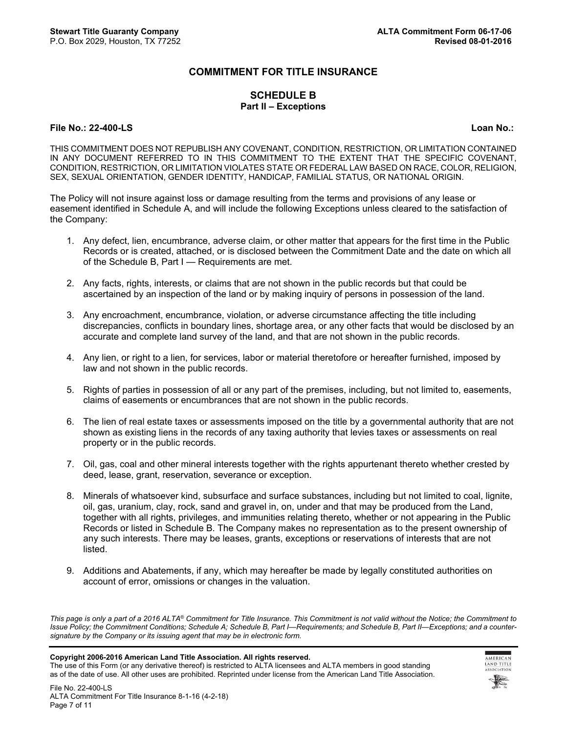# COMMITMENT FOR TITLE INSURANCE

## SCHEDULE B

### Part II – Exceptions

**File No.: 22-400-LS** **Loan No.:**

THIS COMMITMENT DOES NOT REPUBLISH ANY COVENANT, CONDITION, RESTRICTION, OR LIMITATION CONTAINED IN ANY DOCUMENT REFERRED TO IN THIS COMMITMENT TO THE EXTENT THAT THE SPECIFIC COVENANT, CONDITION, RESTRICTION, OR LIMITATION VIOLATES STATE OR FEDERAL LAW BASED ON RACE, COLOR, RELIGION, SEX, SEXUAL ORIENTATION, GENDER IDENTITY, HANDICAP, FAMILIAL STATUS, OR NATIONAL ORIGIN.

The Policy will not insure against loss or damage resulting from the terms and provisions of any lease or easement identified in Schedule A, and will include the following Exceptions unless cleared to the satisfaction of the Company:

1. Any defect, lien, encumbrance, adverse claim, or other matter that appears for the first time in the Public Records or is created, attached, or is disclosed between the Commitment Date and the date on which all of the Schedule B, Part I — Requirements are met.

2. Any facts, rights, interests, or claims that are not shown in the public records but that could be ascertained by an inspection of the land or by making inquiry of persons in possession of the land.

3. Any encroachment, encumbrance, violation, or adverse circumstance affecting the title including discrepancies, conflicts in boundary lines, shortage area, or any other facts that would be disclosed by an accurate and complete land survey of the land, and that are not shown in the public records.

4. Any lien, or right to a lien, for services, labor or material theretofore or hereafter furnished, imposed by law and not shown in the public records.

5. Rights of parties in possession of all or any part of the premises, including, but not limited to, easements, claims of easements or encumbrances that are not shown in the public records.

6. The lien of real estate taxes or assessments imposed on the title by a governmental authority that are not shown as existing liens in the records of any taxing authority that levies taxes or assessments on real property or in the public records.

7. Oil, gas, coal and other mineral interests together with the rights appurtenant thereto whether crested by deed, lease, grant, reservation, severance or exception.

8. Minerals of whatsoever kind, subsurface and surface substances, including but not limited to coal, lignite, oil, gas, uranium, clay, rock, sand and gravel in, on, under and that may be produced from the Land, together with all rights, privileges, and immunities relating thereto, whether or not appearing in the Public Records or listed in Schedule B. The Company makes no representation as to the present ownership of any such interests. There may be leases, grants, exceptions or reservations of interests that are not listed.

9. Additions and Abatements, if any, which may hereafter be made by legally constituted authorities on account of error, omissions or changes in the valuation.

*This page is only a part of a 2016 ALTA® Commitment for Title Insurance. This Commitment is not valid without the Notice; the Commitment to Issue Policy; the Commitment Conditions; Schedule A; Schedule B, Part I—Requirements; and Schedule B, Part II—Exceptions; and a counter-signature by the Company or its issuing agent that may be in electronic form.*

**Copyright 2006-2016 American Land Title Association. All rights reserved.**
The use of this Form (or any derivative thereof) is restricted to ALTA licensees and ALTA members in good standing as of the date of use. All other uses are prohibited. Reprinted under license from the American Land Title Association.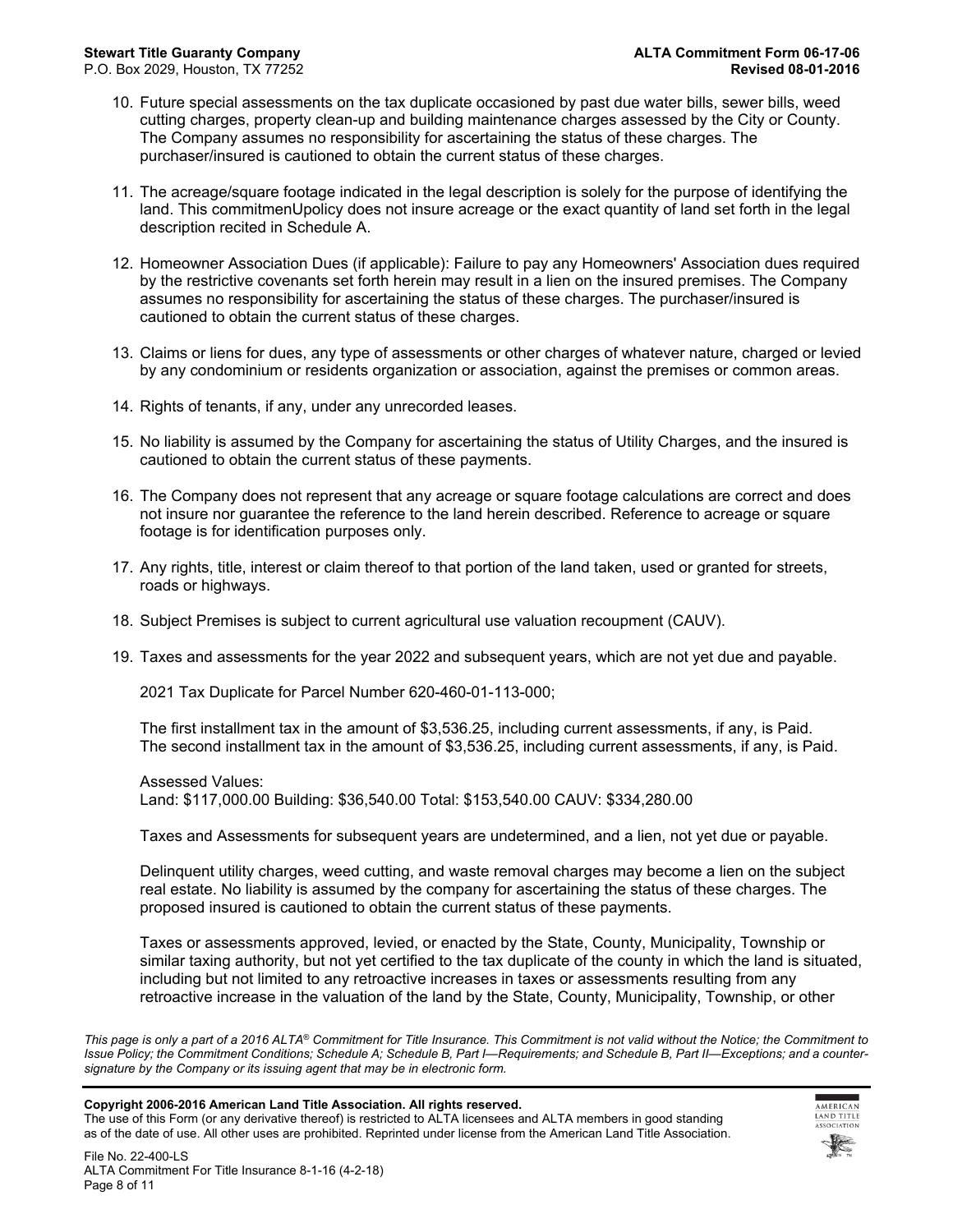10. Future special assessments on the tax duplicate occasioned by past due water bills, sewer bills, weed cutting charges, property clean-up and building maintenance charges assessed by the City or County. The Company assumes no responsibility for ascertaining the status of these charges. The purchaser/insured is cautioned to obtain the current status of these charges.

11. The acreage/square footage indicated in the legal description is solely for the purpose of identifying the land. This commitmenUpolicy does not insure acreage or the exact quantity of land set forth in the legal description recited in Schedule A.

12. Homeowner Association Dues (if applicable): Failure to pay any Homeowners' Association dues required by the restrictive covenants set forth herein may result in a lien on the insured premises. The Company assumes no responsibility for ascertaining the status of these charges. The purchaser/insured is cautioned to obtain the current status of these charges.

13. Claims or liens for dues, any type of assessments or other charges of whatever nature, charged or levied by any condominium or residents organization or association, against the premises or common areas.

14. Rights of tenants, if any, under any unrecorded leases.

15. No liability is assumed by the Company for ascertaining the status of Utility Charges, and the insured is cautioned to obtain the current status of these payments.

16. The Company does not represent that any acreage or square footage calculations are correct and does not insure nor guarantee the reference to the land herein described. Reference to acreage or square footage is for identification purposes only.

17. Any rights, title, interest or claim thereof to that portion of the land taken, used or granted for streets, roads or highways.

18. Subject Premises is subject to current agricultural use valuation recoupment (CAUV).

19. Taxes and assessments for the year 2022 and subsequent years, which are not yet due and payable.

    2021 Tax Duplicate for Parcel Number 620-460-01-113-000;

    The first installment tax in the amount of $3,536.25, including current assessments, if any, is Paid.
    The second installment tax in the amount of $3,536.25, including current assessments, if any, is Paid.

    Assessed Values:
    Land: $117,000.00 Building: $36,540.00 Total: $153,540.00 CAUV: $334,280.00

    Taxes and Assessments for subsequent years are undetermined, and a lien, not yet due or payable.

    Delinquent utility charges, weed cutting, and waste removal charges may become a lien on the subject real estate. No liability is assumed by the company for ascertaining the status of these charges. The proposed insured is cautioned to obtain the current status of these payments.

    Taxes or assessments approved, levied, or enacted by the State, County, Municipality, Township or similar taxing authority, but not yet certified to the tax duplicate of the county in which the land is situated, including but not limited to any retroactive increases in taxes or assessments resulting from any retroactive increase in the valuation of the land by the State, County, Municipality, Township, or other

*This page is only a part of a 2016 ALTA® Commitment for Title Insurance. This Commitment is not valid without the Notice; the Commitment to Issue Policy; the Commitment Conditions; Schedule A; Schedule B, Part I—Requirements; and Schedule B, Part II—Exceptions; and a counter-signature by the Company or its issuing agent that may be in electronic form.*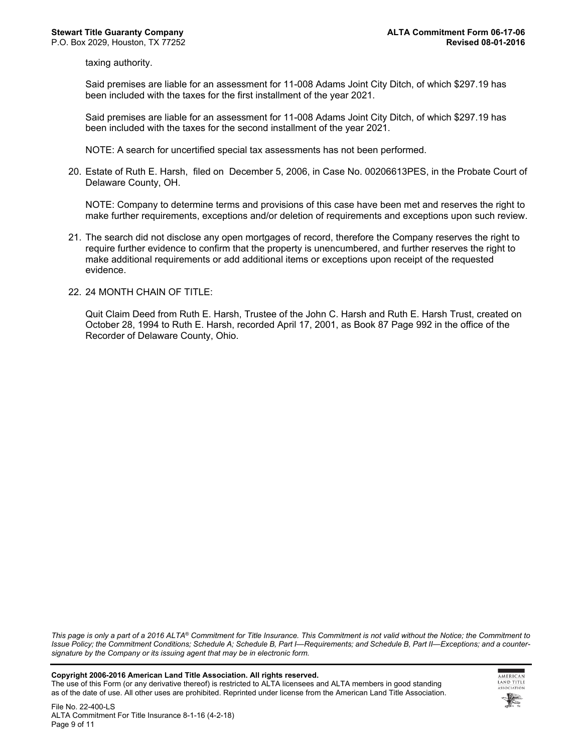taxing authority.

Said premises are liable for an assessment for 11-008 Adams Joint City Ditch, of which $297.19 has been included with the taxes for the first installment of the year 2021.

Said premises are liable for an assessment for 11-008 Adams Joint City Ditch, of which $297.19 has been included with the taxes for the second installment of the year 2021.

NOTE: A search for uncertified special tax assessments has not been performed.

20. Estate of Ruth E. Harsh, filed on December 5, 2006, in Case No. 00206613PES, in the Probate Court of Delaware County, OH.

    NOTE: Company to determine terms and provisions of this case have been met and reserves the right to make further requirements, exceptions and/or deletion of requirements and exceptions upon such review.

21. The search did not disclose any open mortgages of record, therefore the Company reserves the right to require further evidence to confirm that the property is unencumbered, and further reserves the right to make additional requirements or add additional items or exceptions upon receipt of the requested evidence.

22. 24 MONTH CHAIN OF TITLE:

    Quit Claim Deed from Ruth E. Harsh, Trustee of the John C. Harsh and Ruth E. Harsh Trust, created on October 28, 1994 to Ruth E. Harsh, recorded April 17, 2001, as Book 87 Page 992 in the office of the Recorder of Delaware County, Ohio.

*This page is only a part of a 2016 ALTA® Commitment for Title Insurance. This Commitment is not valid without the Notice; the Commitment to Issue Policy; the Commitment Conditions; Schedule A; Schedule B, Part I—Requirements; and Schedule B, Part II—Exceptions; and a counter-signature by the Company or its issuing agent that may be in electronic form.*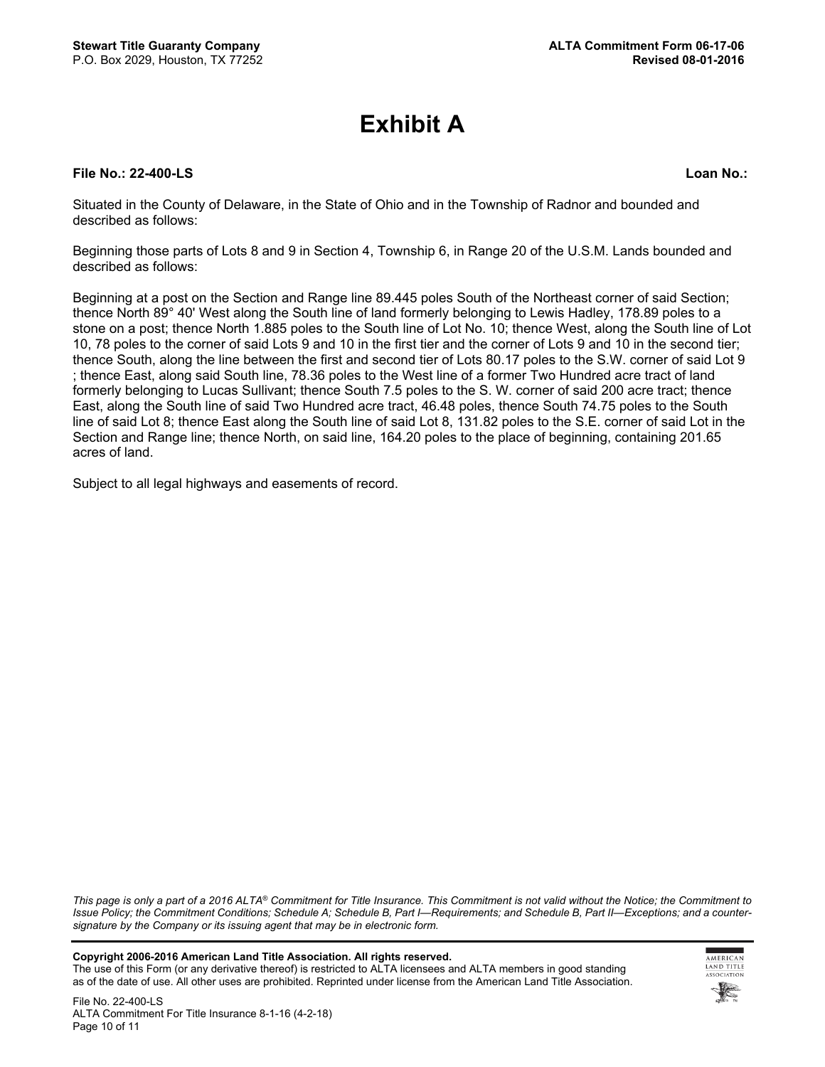# Exhibit A

**File No.: 22-400-LS** **Loan No.:**

Situated in the County of Delaware, in the State of Ohio and in the Township of Radnor and bounded and described as follows:

Beginning those parts of Lots 8 and 9 in Section 4, Township 6, in Range 20 of the U.S.M. Lands bounded and described as follows:

Beginning at a post on the Section and Range line 89.445 poles South of the Northeast corner of said Section; thence North 89° 40' West along the South line of land formerly belonging to Lewis Hadley, 178.89 poles to a stone on a post; thence North 1.885 poles to the South line of Lot No. 10; thence West, along the South line of Lot 10, 78 poles to the corner of said Lots 9 and 10 in the first tier and the corner of Lots 9 and 10 in the second tier; thence South, along the line between the first and second tier of Lots 80.17 poles to the S.W. corner of said Lot 9 ; thence East, along said South line, 78.36 poles to the West line of a former Two Hundred acre tract of land formerly belonging to Lucas Sullivant; thence South 7.5 poles to the S. W. corner of said 200 acre tract; thence East, along the South line of said Two Hundred acre tract, 46.48 poles, thence South 74.75 poles to the South line of said Lot 8; thence East along the South line of said Lot 8, 131.82 poles to the S.E. corner of said Lot in the Section and Range line; thence North, on said line, 164.20 poles to the place of beginning, containing 201.65 acres of land.

Subject to all legal highways and easements of record.

*This page is only a part of a 2016 ALTA® Commitment for Title Insurance. This Commitment is not valid without the Notice; the Commitment to Issue Policy; the Commitment Conditions; Schedule A; Schedule B, Part I—Requirements; and Schedule B, Part II—Exceptions; and a counter-signature by the Company or its issuing agent that may be in electronic form.*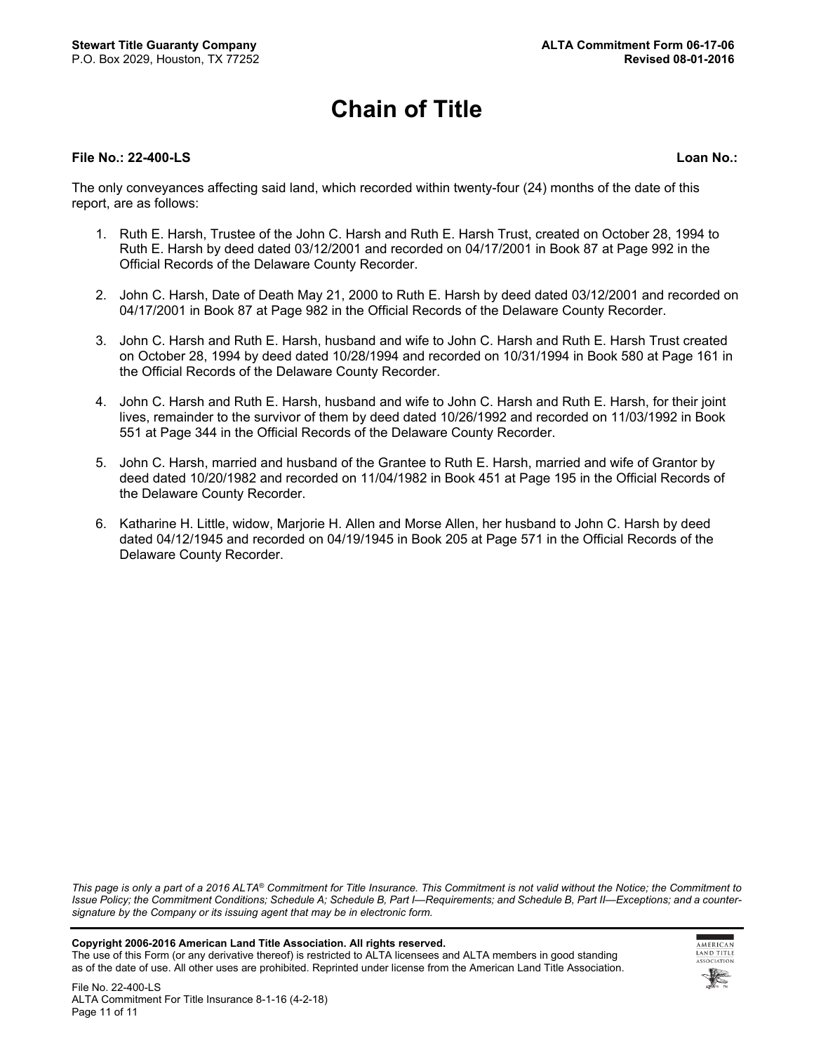# Chain of Title

**File No.: 22-400-LS** **Loan No.:**

The only conveyances affecting said land, which recorded within twenty-four (24) months of the date of this report, are as follows:

1. Ruth E. Harsh, Trustee of the John C. Harsh and Ruth E. Harsh Trust, created on October 28, 1994 to Ruth E. Harsh by deed dated 03/12/2001 and recorded on 04/17/2001 in Book 87 at Page 992 in the Official Records of the Delaware County Recorder.

2. John C. Harsh, Date of Death May 21, 2000 to Ruth E. Harsh by deed dated 03/12/2001 and recorded on 04/17/2001 in Book 87 at Page 982 in the Official Records of the Delaware County Recorder.

3. John C. Harsh and Ruth E. Harsh, husband and wife to John C. Harsh and Ruth E. Harsh Trust created on October 28, 1994 by deed dated 10/28/1994 and recorded on 10/31/1994 in Book 580 at Page 161 in the Official Records of the Delaware County Recorder.

4. John C. Harsh and Ruth E. Harsh, husband and wife to John C. Harsh and Ruth E. Harsh, for their joint lives, remainder to the survivor of them by deed dated 10/26/1992 and recorded on 11/03/1992 in Book 551 at Page 344 in the Official Records of the Delaware County Recorder.

5. John C. Harsh, married and husband of the Grantee to Ruth E. Harsh, married and wife of Grantor by deed dated 10/20/1982 and recorded on 11/04/1982 in Book 451 at Page 195 in the Official Records of the Delaware County Recorder.

6. Katharine H. Little, widow, Marjorie H. Allen and Morse Allen, her husband to John C. Harsh by deed dated 04/12/1945 and recorded on 04/19/1945 in Book 205 at Page 571 in the Official Records of the Delaware County Recorder.

*This page is only a part of a 2016 ALTA® Commitment for Title Insurance. This Commitment is not valid without the Notice; the Commitment to Issue Policy; the Commitment Conditions; Schedule A; Schedule B, Part I—Requirements; and Schedule B, Part II—Exceptions; and a counter-signature by the Company or its issuing agent that may be in electronic form.*

**Copyright 2006-2016 American Land Title Association. All rights reserved.**
The use of this Form (or any derivative thereof) is restricted to ALTA licensees and ALTA members in good standing as of the date of use. All other uses are prohibited. Reprinted under license from the American Land Title Association.